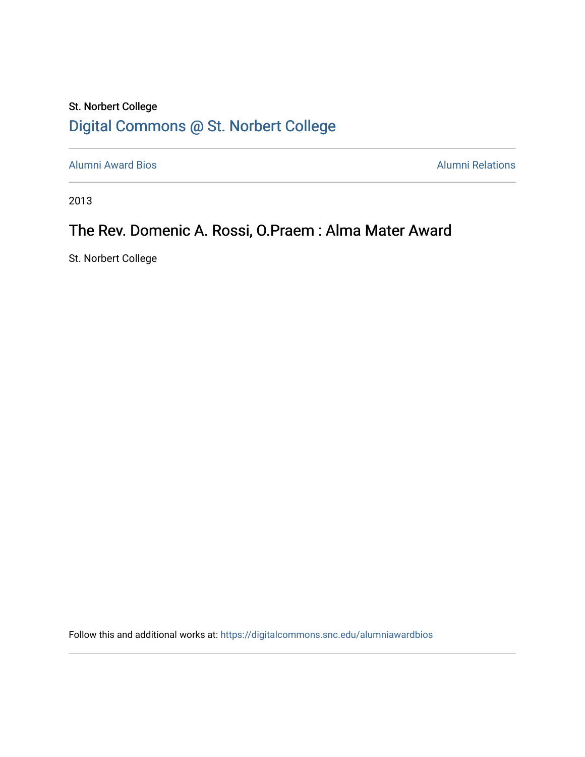St. Norbert College

# Digital Commons @ St. Norbert College

Alumni Award Bios

Alumni Relations

2013

## The Rev. Domenic A. Rossi, O.Praem : Alma Mater Award

St. Norbert College

Follow this and additional works at: https://digitalcommons.snc.edu/alumniawardbios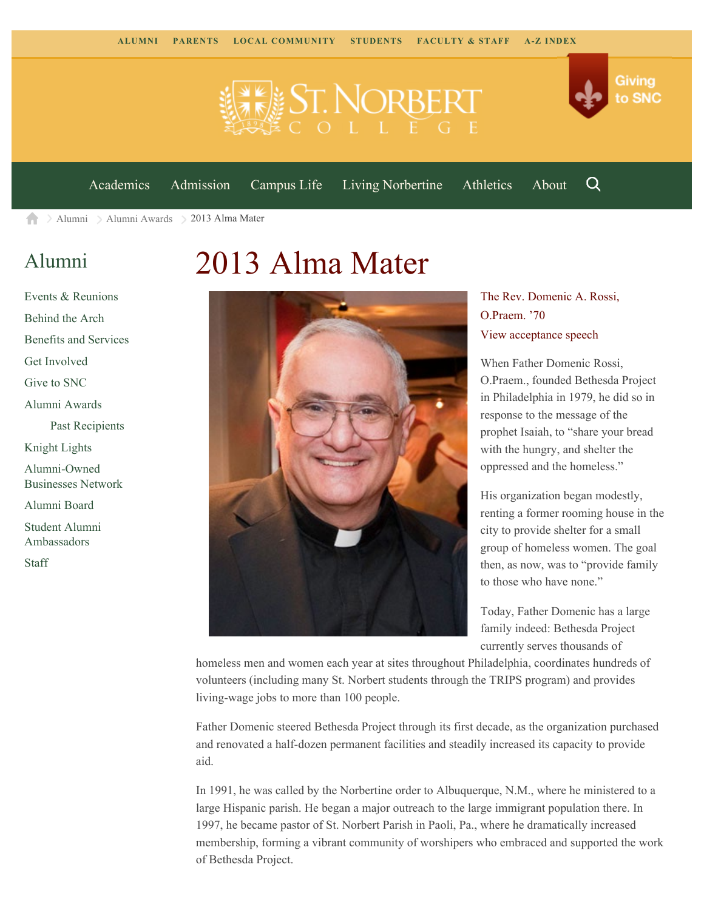ALUMNI PARENTS LOCAL COMMUNITY STUDENTS FACULTY & STAFF A-Z INDEX

Giving to SNC

Academics Admission Campus Life Living Norbertine Athletics About

Alumni > Alumni Awards > 2013 Alma Mater

## Alumni

- Events & Reunions
- Behind the Arch
- Benefits and Services
- Get Involved
- Give to SNC
- Alumni Awards
  - Past Recipients
- Knight Lights
- Alumni-Owned Businesses Network
- Alumni Board
- Student Alumni Ambassadors
- Staff

# 2013 Alma Mater

The Rev. Domenic A. Rossi, O.Praem. '70

View acceptance speech

When Father Domenic Rossi, O.Praem., founded Bethesda Project in Philadelphia in 1979, he did so in response to the message of the prophet Isaiah, to "share your bread with the hungry, and shelter the oppressed and the homeless."

His organization began modestly, renting a former rooming house in the city to provide shelter for a small group of homeless women. The goal then, as now, was to "provide family to those who have none."

Today, Father Domenic has a large family indeed: Bethesda Project currently serves thousands of homeless men and women each year at sites throughout Philadelphia, coordinates hundreds of volunteers (including many St. Norbert students through the TRIPS program) and provides living-wage jobs to more than 100 people.

Father Domenic steered Bethesda Project through its first decade, as the organization purchased and renovated a half-dozen permanent facilities and steadily increased its capacity to provide aid.

In 1991, he was called by the Norbertine order to Albuquerque, N.M., where he ministered to a large Hispanic parish. He began a major outreach to the large immigrant population there. In 1997, he became pastor of St. Norbert Parish in Paoli, Pa., where he dramatically increased membership, forming a vibrant community of worshipers who embraced and supported the work of Bethesda Project.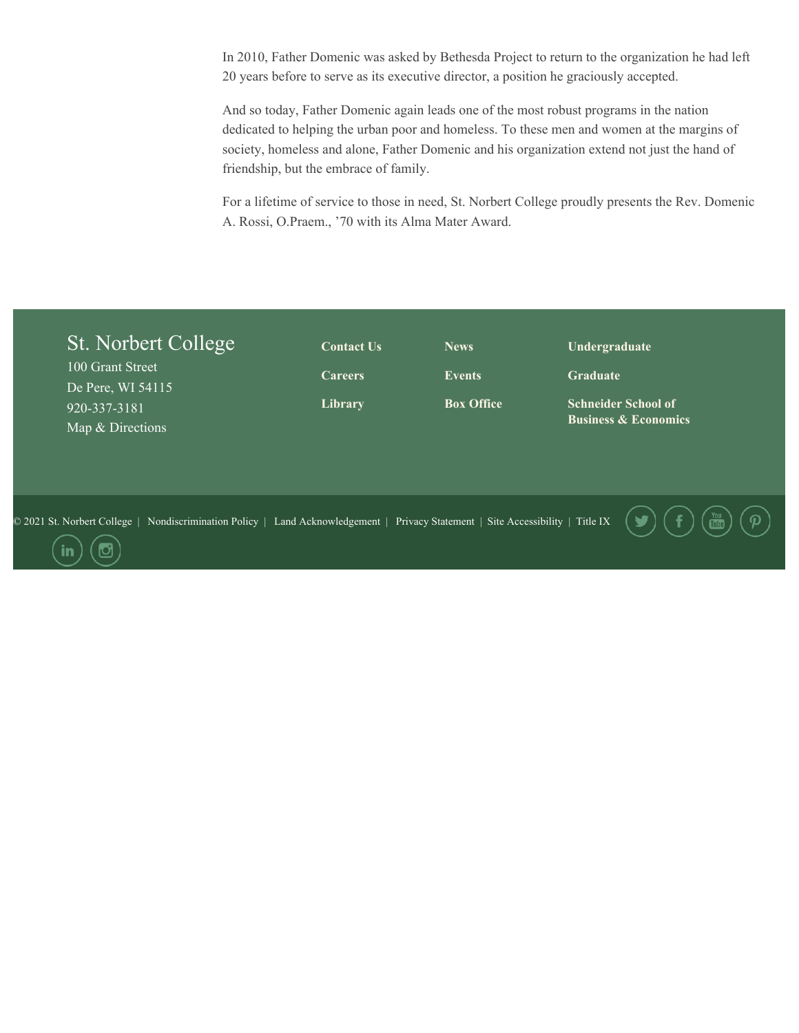In 2010, Father Domenic was asked by Bethesda Project to return to the organization he had left 20 years before to serve as its executive director, a position he graciously accepted.

And so today, Father Domenic again leads one of the most robust programs in the nation dedicated to helping the urban poor and homeless. To these men and women at the margins of society, homeless and alone, Father Domenic and his organization extend not just the hand of friendship, but the embrace of family.

For a lifetime of service to those in need, St. Norbert College proudly presents the Rev. Domenic A. Rossi, O.Praem., '70 with its Alma Mater Award.

St. Norbert College
100 Grant Street
De Pere, WI 54115
920-337-3181
Map & Directions

**Contact Us**
**Careers**
**Library**
**News**
**Events**
**Box Office**
**Undergraduate**
**Graduate**
**Schneider School of Business & Economics**

© 2021 St. Norbert College | Nondiscrimination Policy | Land Acknowledgement | Privacy Statement | Site Accessibility | Title IX